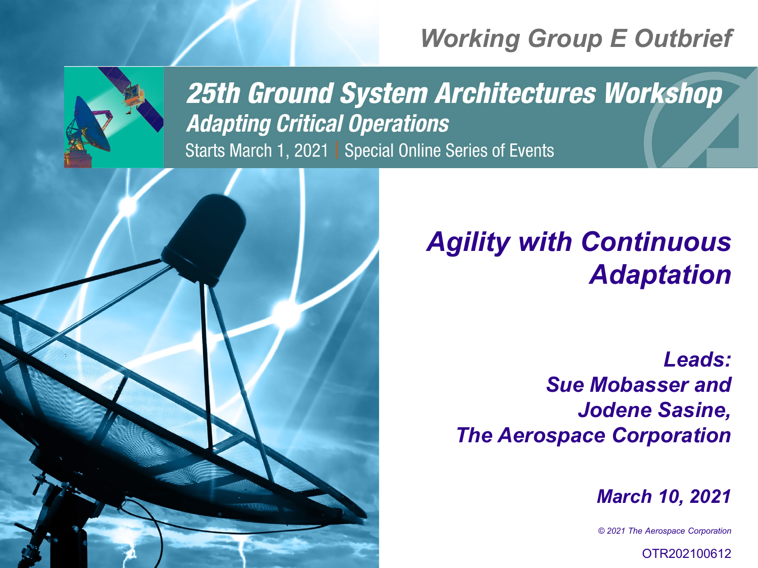*Working Group E Outbrief*

# 25th Ground System Architectures Workshop

## *Adapting Critical Operations*

Starts March 1, 2021 | Special Online Series of Events

# *Agility with Continuous Adaptation*

***Leads:***
***Sue Mobasser and***
***Jodene Sasine,***
***The Aerospace Corporation***

***March 10, 2021***

*© 2021 The Aerospace Corporation*

OTR202100612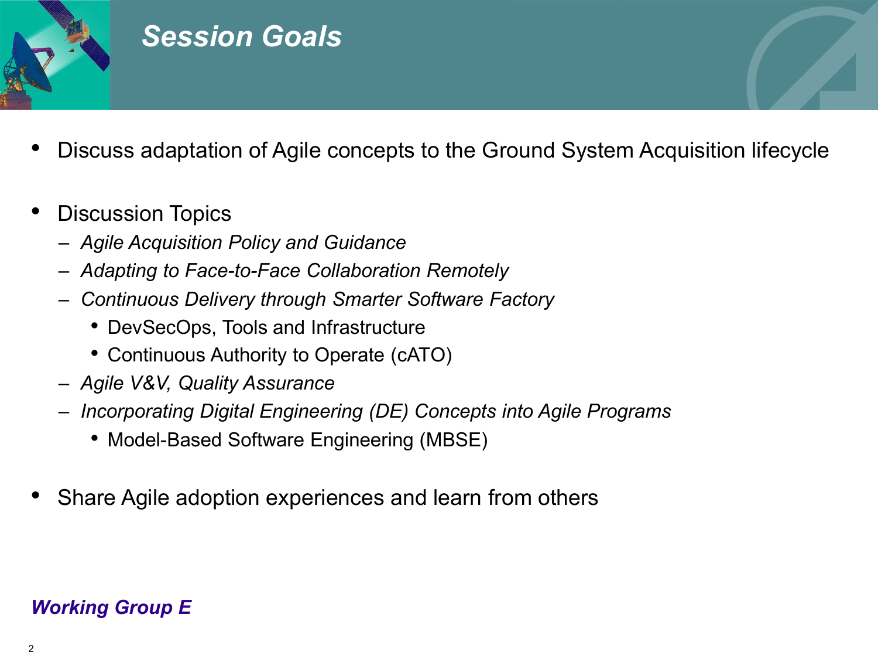# Session Goals

- Discuss adaptation of Agile concepts to the Ground System Acquisition lifecycle

- Discussion Topics
  - *Agile Acquisition Policy and Guidance*
  - *Adapting to Face-to-Face Collaboration Remotely*
  - *Continuous Delivery through Smarter Software Factory*
    - DevSecOps, Tools and Infrastructure
    - Continuous Authority to Operate (cATO)
  - *Agile V&V, Quality Assurance*
  - *Incorporating Digital Engineering (DE) Concepts into Agile Programs*
    - Model-Based Software Engineering (MBSE)

- Share Agile adoption experiences and learn from others

***Working Group E***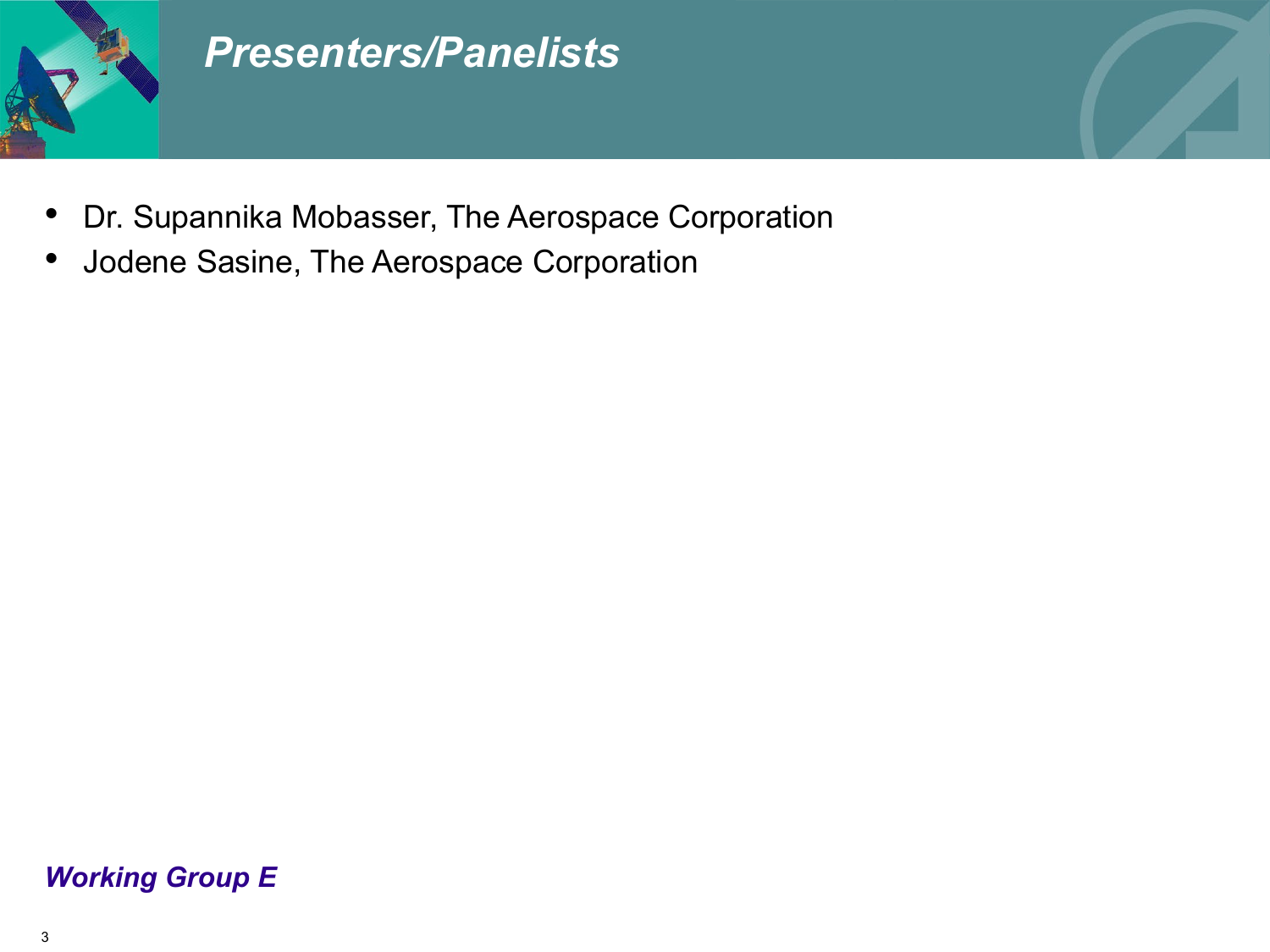# Presenters/Panelists

- Dr. Supannika Mobasser, The Aerospace Corporation
- Jodene Sasine, The Aerospace Corporation

***Working Group E***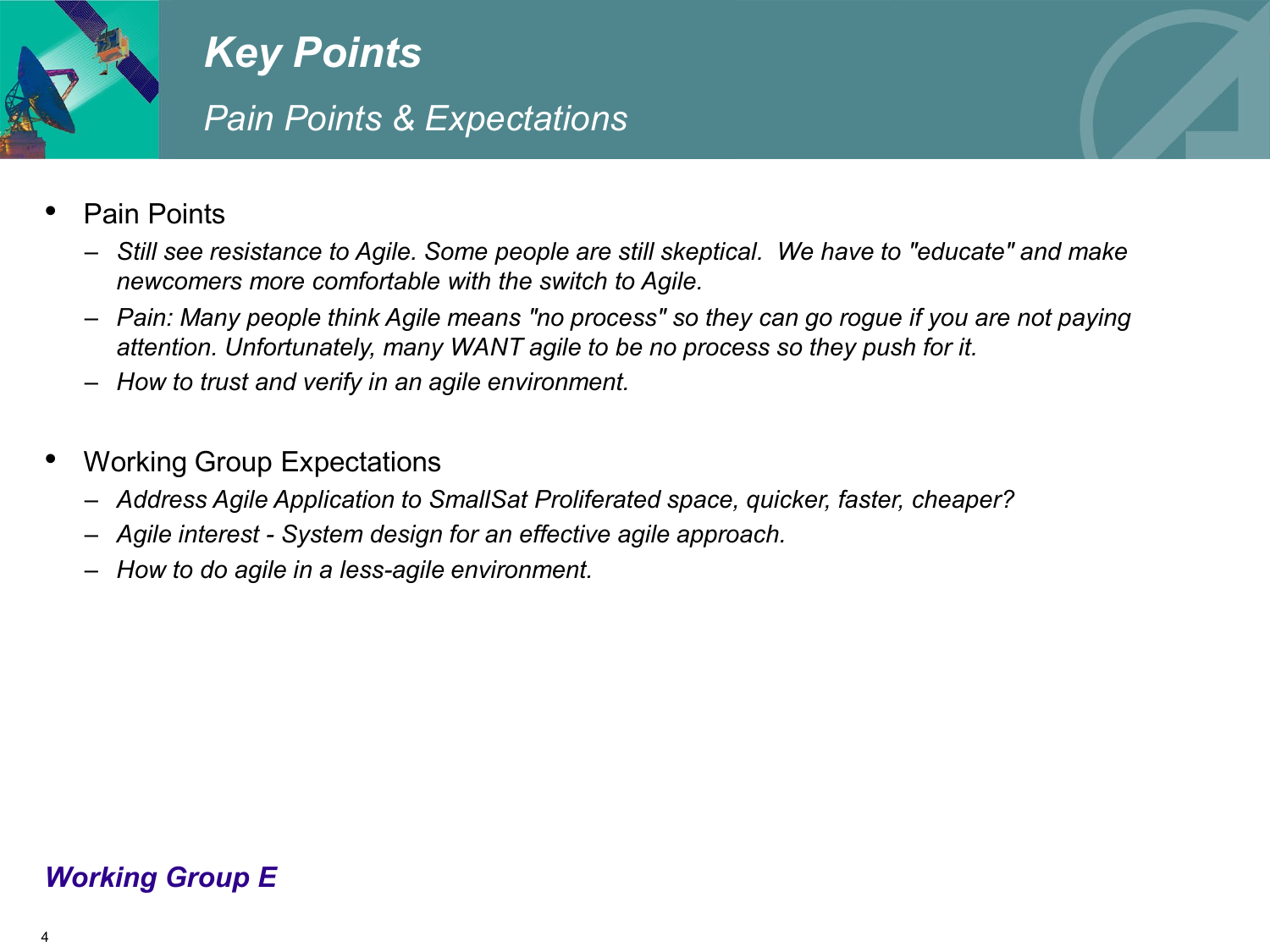# Key Points

## *Pain Points & Expectations*

- Pain Points
  - *Still see resistance to Agile. Some people are still skeptical. We have to "educate" and make newcomers more comfortable with the switch to Agile.*
  - *Pain: Many people think Agile means "no process" so they can go rogue if you are not paying attention. Unfortunately, many WANT agile to be no process so they push for it.*
  - *How to trust and verify in an agile environment.*

- Working Group Expectations
  - *Address Agile Application to SmallSat Proliferated space, quicker, faster, cheaper?*
  - *Agile interest - System design for an effective agile approach.*
  - *How to do agile in a less-agile environment.*

***Working Group E***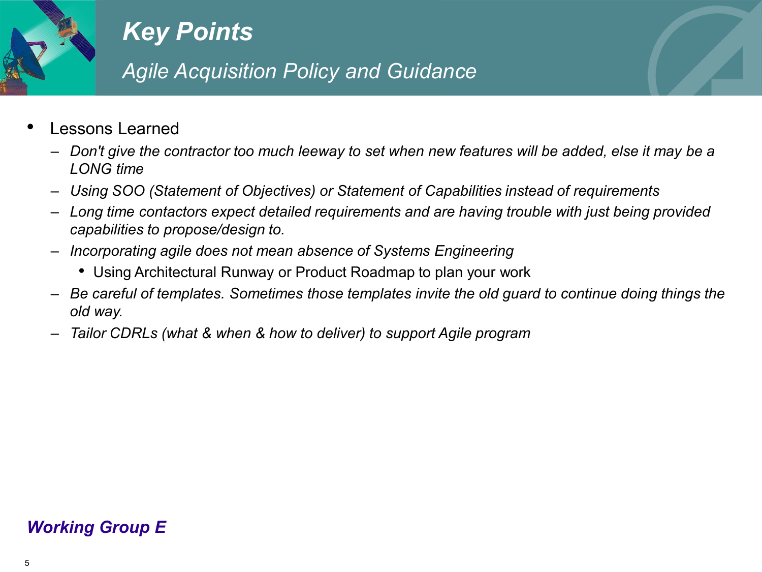# Key Points

## *Agile Acquisition Policy and Guidance*

- Lessons Learned
  - *Don't give the contractor too much leeway to set when new features will be added, else it may be a LONG time*
  - *Using SOO (Statement of Objectives) or Statement of Capabilities instead of requirements*
  - *Long time contactors expect detailed requirements and are having trouble with just being provided capabilities to propose/design to.*
  - *Incorporating agile does not mean absence of Systems Engineering*
    - Using Architectural Runway or Product Roadmap to plan your work
  - *Be careful of templates. Sometimes those templates invite the old guard to continue doing things the old way.*
  - *Tailor CDRLs (what & when & how to deliver) to support Agile program*

***Working Group E***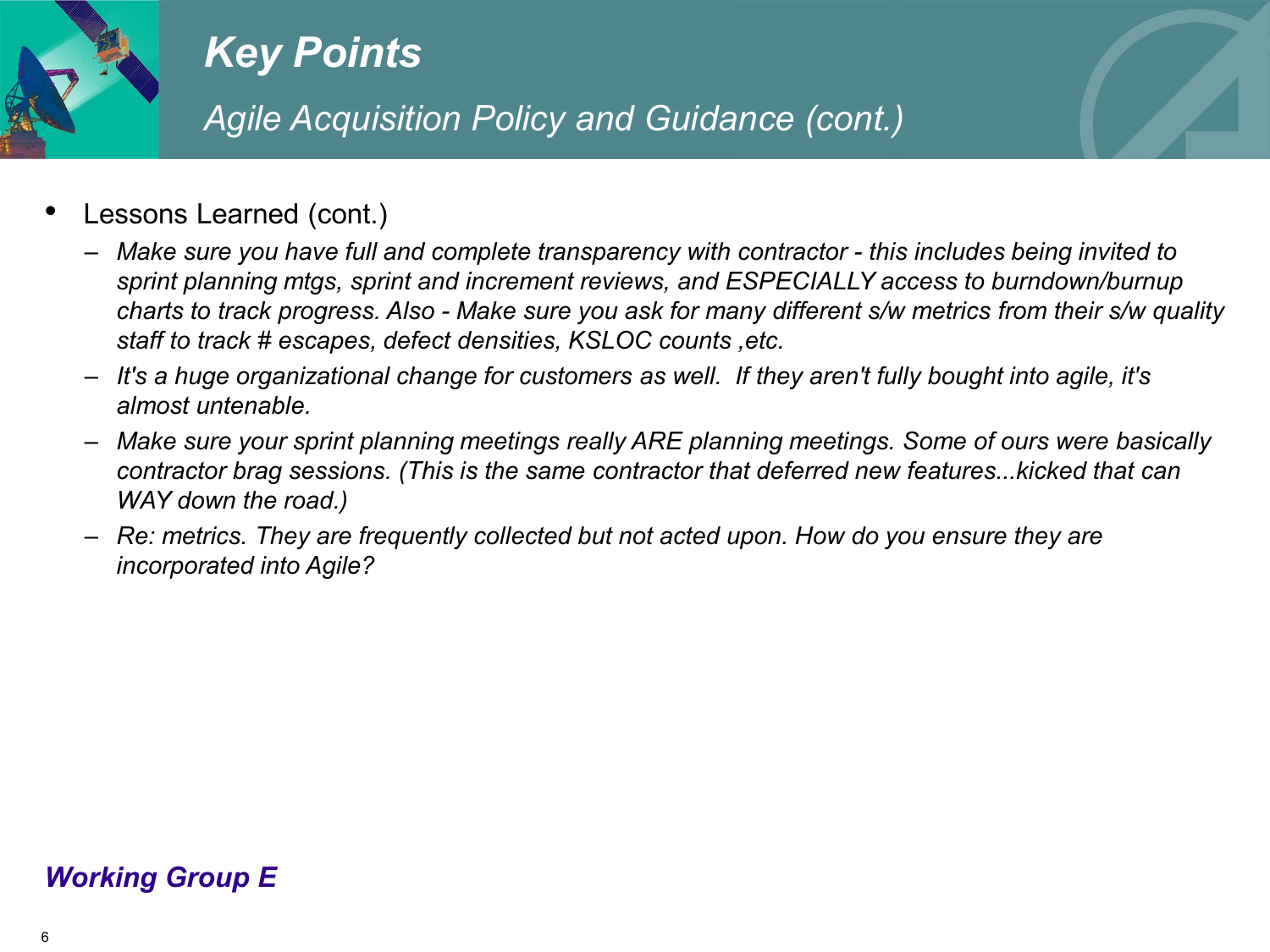# Key Points

## *Agile Acquisition Policy and Guidance (cont.)*

- Lessons Learned (cont.)
  - *Make sure you have full and complete transparency with contractor - this includes being invited to sprint planning mtgs, sprint and increment reviews, and ESPECIALLY access to burndown/burnup charts to track progress. Also - Make sure you ask for many different s/w metrics from their s/w quality staff to track # escapes, defect densities, KSLOC counts ,etc.*
  - *It's a huge organizational change for customers as well. If they aren't fully bought into agile, it's almost untenable.*
  - *Make sure your sprint planning meetings really ARE planning meetings. Some of ours were basically contractor brag sessions. (This is the same contractor that deferred new features...kicked that can WAY down the road.)*
  - *Re: metrics. They are frequently collected but not acted upon. How do you ensure they are incorporated into Agile?*

***Working Group E***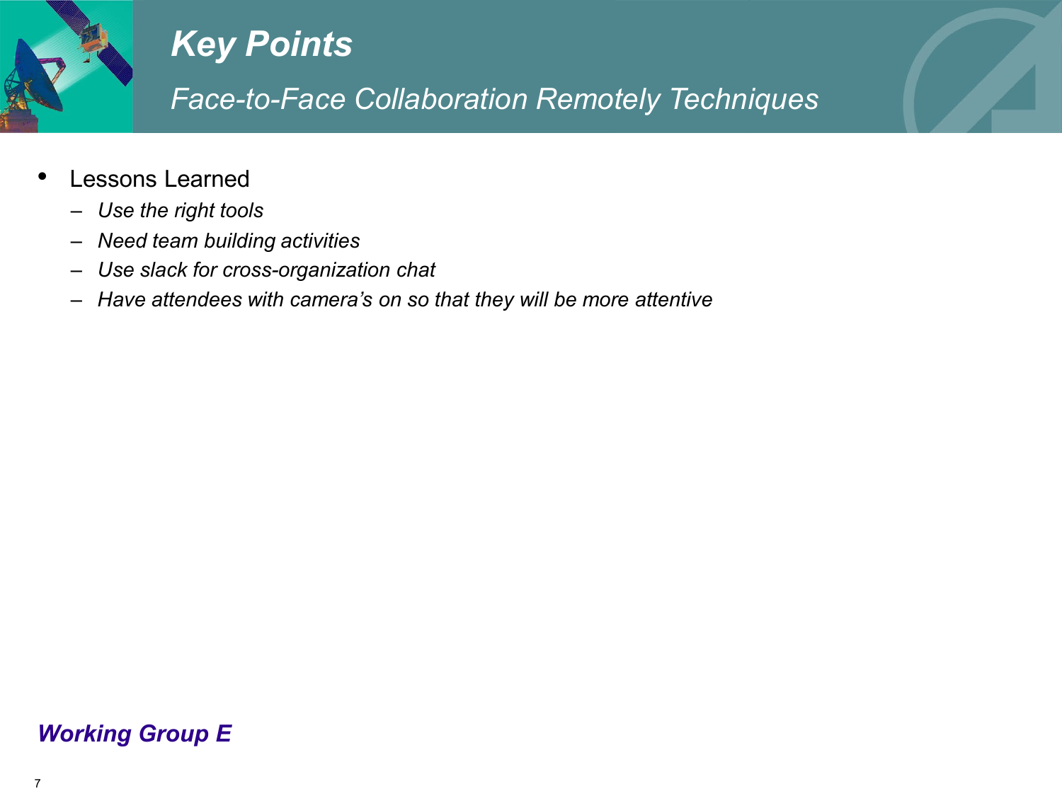# *Key Points*

## *Face-to-Face Collaboration Remotely Techniques*

- Lessons Learned
  - *Use the right tools*
  - *Need team building activities*
  - *Use slack for cross-organization chat*
  - *Have attendees with camera's on so that they will be more attentive*

***Working Group E***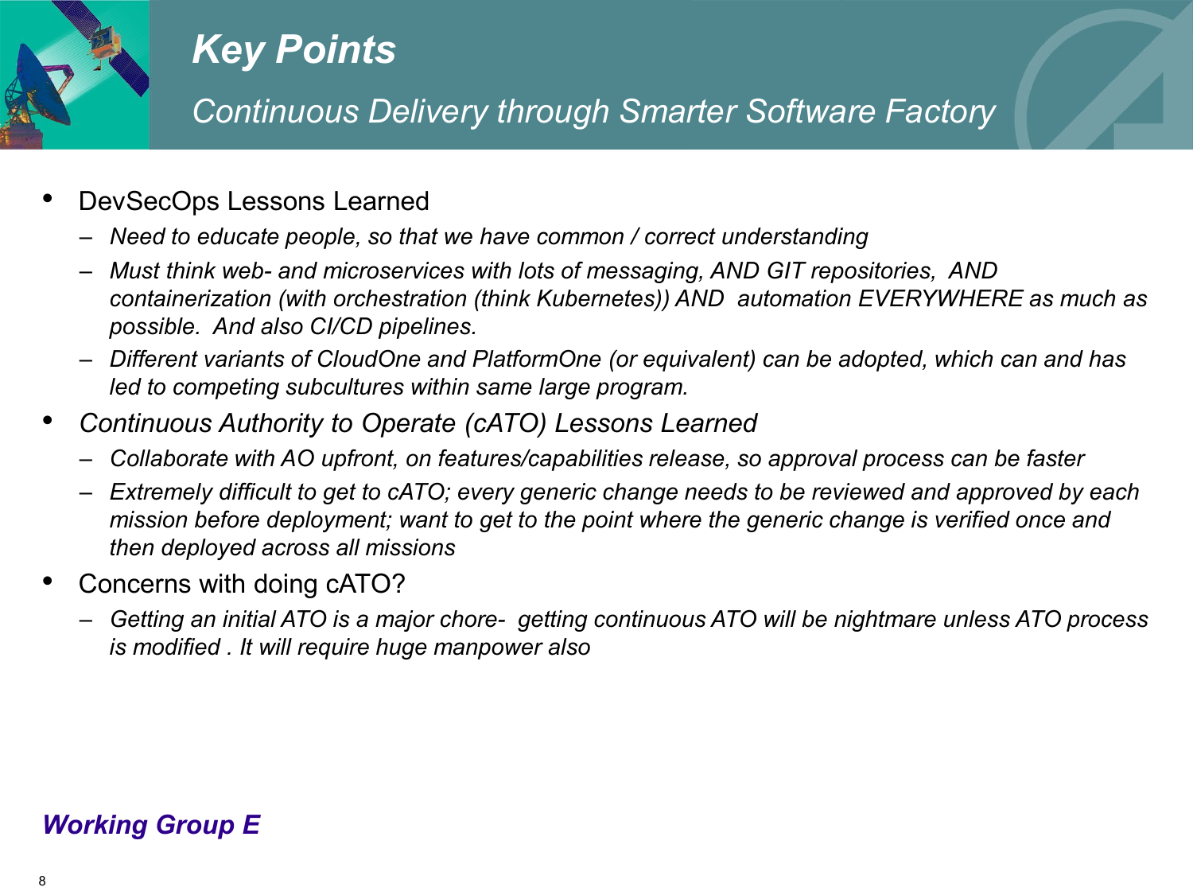# Key Points

## *Continuous Delivery through Smarter Software Factory*

- DevSecOps Lessons Learned
  - *Need to educate people, so that we have common / correct understanding*
  - *Must think web- and microservices with lots of messaging, AND GIT repositories, AND containerization (with orchestration (think Kubernetes)) AND automation EVERYWHERE as much as possible. And also CI/CD pipelines.*
  - *Different variants of CloudOne and PlatformOne (or equivalent) can be adopted, which can and has led to competing subcultures within same large program.*
- *Continuous Authority to Operate (cATO) Lessons Learned*
  - *Collaborate with AO upfront, on features/capabilities release, so approval process can be faster*
  - *Extremely difficult to get to cATO; every generic change needs to be reviewed and approved by each mission before deployment; want to get to the point where the generic change is verified once and then deployed across all missions*
- Concerns with doing cATO?
  - *Getting an initial ATO is a major chore- getting continuous ATO will be nightmare unless ATO process is modified . It will require huge manpower also*

***Working Group E***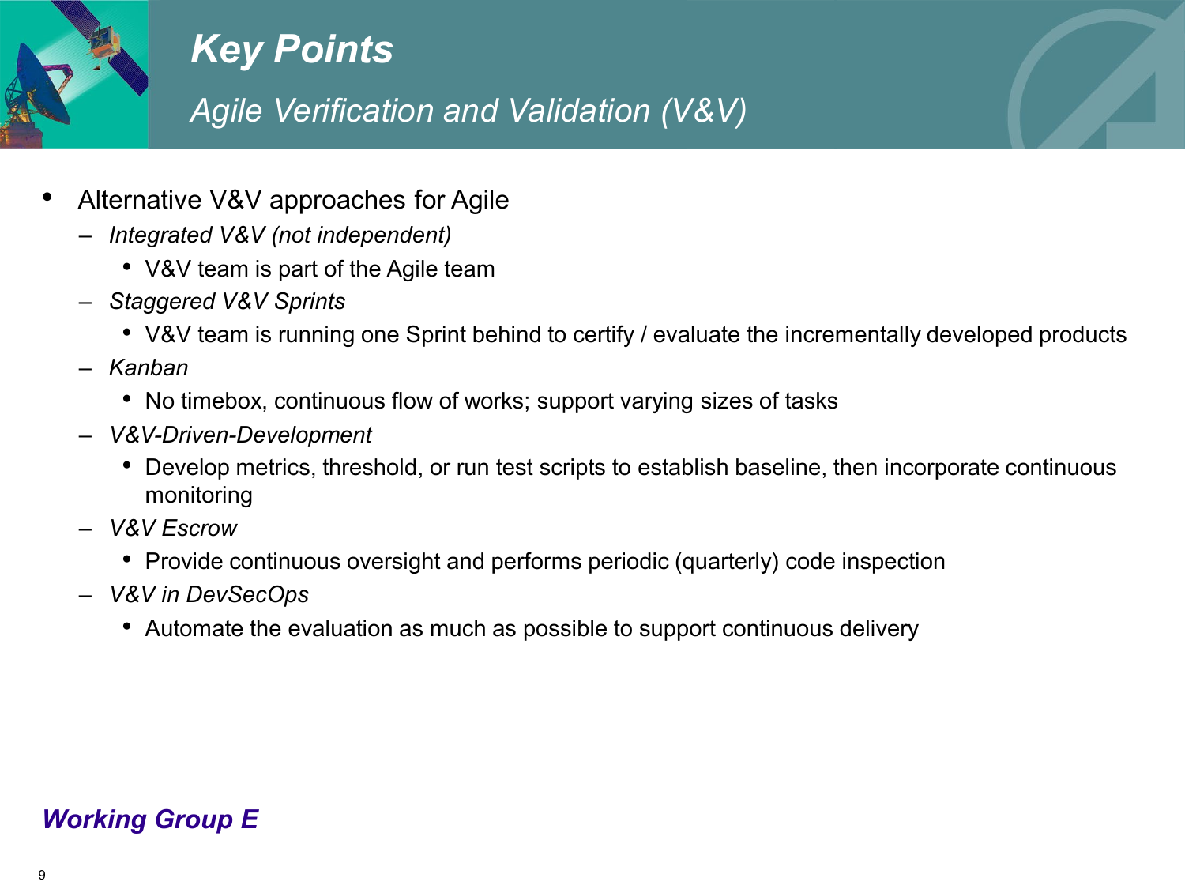# Key Points

## *Agile Verification and Validation (V&V)*

- Alternative V&V approaches for Agile
  - *Integrated V&V (not independent)*
    - V&V team is part of the Agile team
  - *Staggered V&V Sprints*
    - V&V team is running one Sprint behind to certify / evaluate the incrementally developed products
  - *Kanban*
    - No timebox, continuous flow of works; support varying sizes of tasks
  - *V&V-Driven-Development*
    - Develop metrics, threshold, or run test scripts to establish baseline, then incorporate continuous monitoring
  - *V&V Escrow*
    - Provide continuous oversight and performs periodic (quarterly) code inspection
  - *V&V in DevSecOps*
    - Automate the evaluation as much as possible to support continuous delivery

***Working Group E***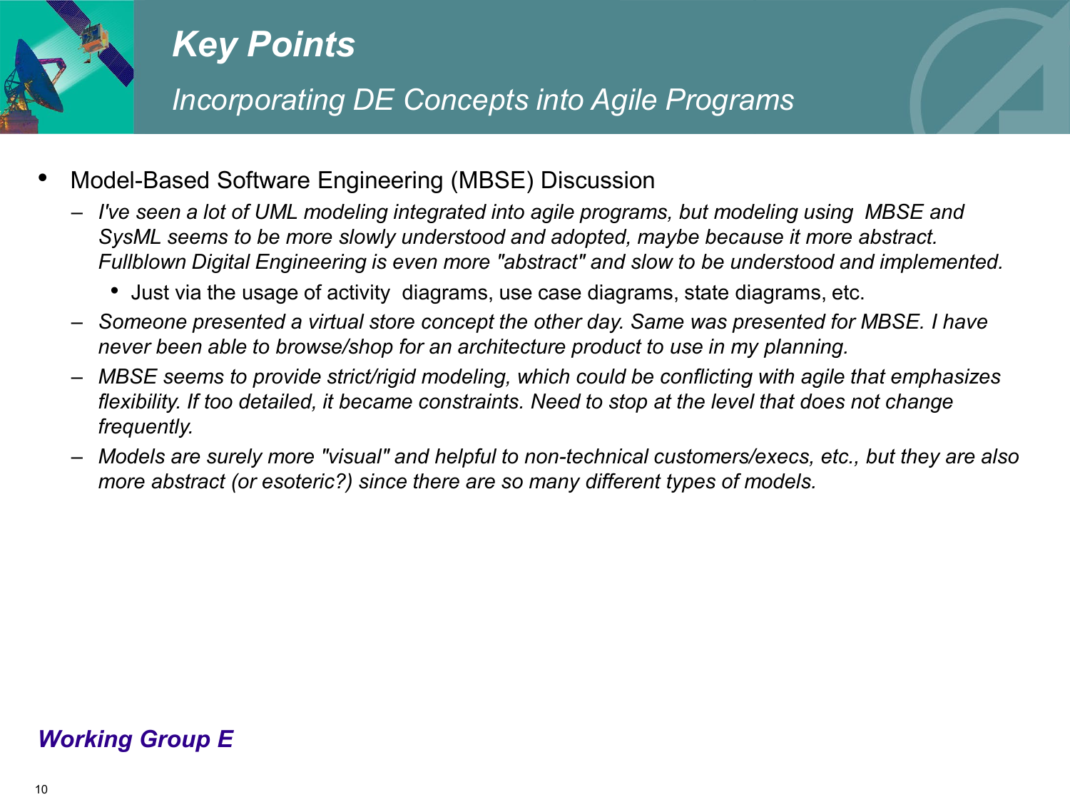# Key Points

## *Incorporating DE Concepts into Agile Programs*

- Model-Based Software Engineering (MBSE) Discussion
  - *I've seen a lot of UML modeling integrated into agile programs, but modeling using MBSE and SysML seems to be more slowly understood and adopted, maybe because it more abstract. Fullblown Digital Engineering is even more "abstract" and slow to be understood and implemented.*
    - Just via the usage of activity diagrams, use case diagrams, state diagrams, etc.
  - *Someone presented a virtual store concept the other day. Same was presented for MBSE. I have never been able to browse/shop for an architecture product to use in my planning.*
  - *MBSE seems to provide strict/rigid modeling, which could be conflicting with agile that emphasizes flexibility. If too detailed, it became constraints. Need to stop at the level that does not change frequently.*
  - *Models are surely more "visual" and helpful to non-technical customers/execs, etc., but they are also more abstract (or esoteric?) since there are so many different types of models.*

***Working Group E***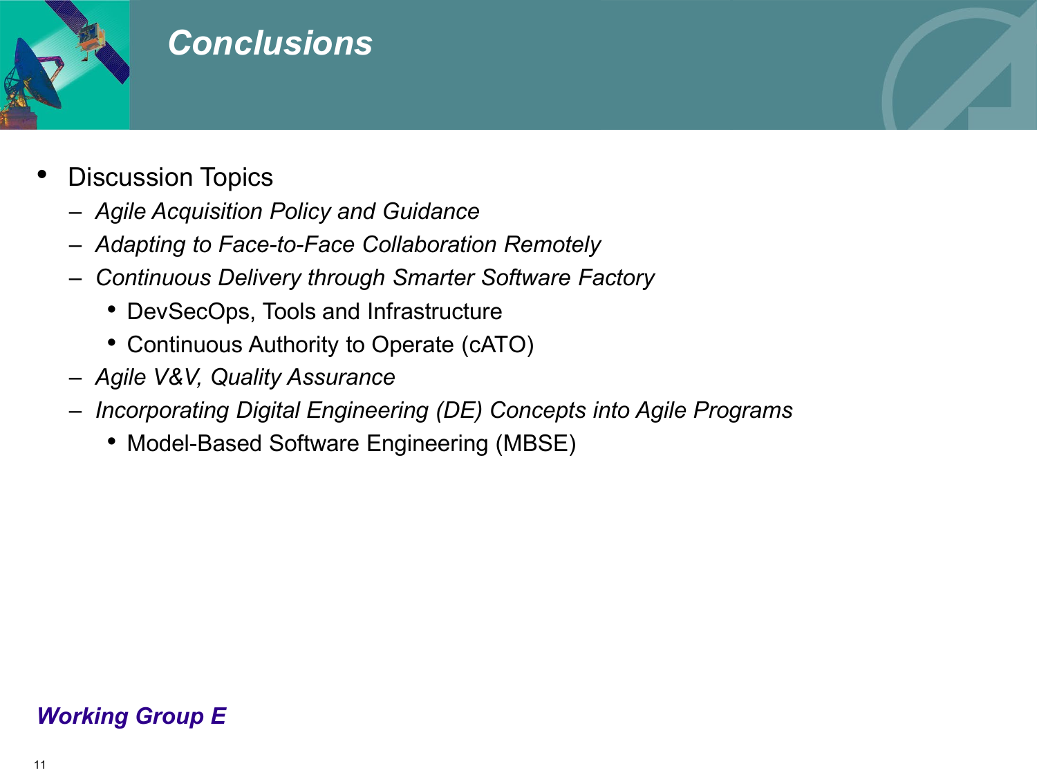# *Conclusions*

- Discussion Topics
  - *Agile Acquisition Policy and Guidance*
  - *Adapting to Face-to-Face Collaboration Remotely*
  - *Continuous Delivery through Smarter Software Factory*
    - DevSecOps, Tools and Infrastructure
    - Continuous Authority to Operate (cATO)
  - *Agile V&V, Quality Assurance*
  - *Incorporating Digital Engineering (DE) Concepts into Agile Programs*
    - Model-Based Software Engineering (MBSE)

***Working Group E***